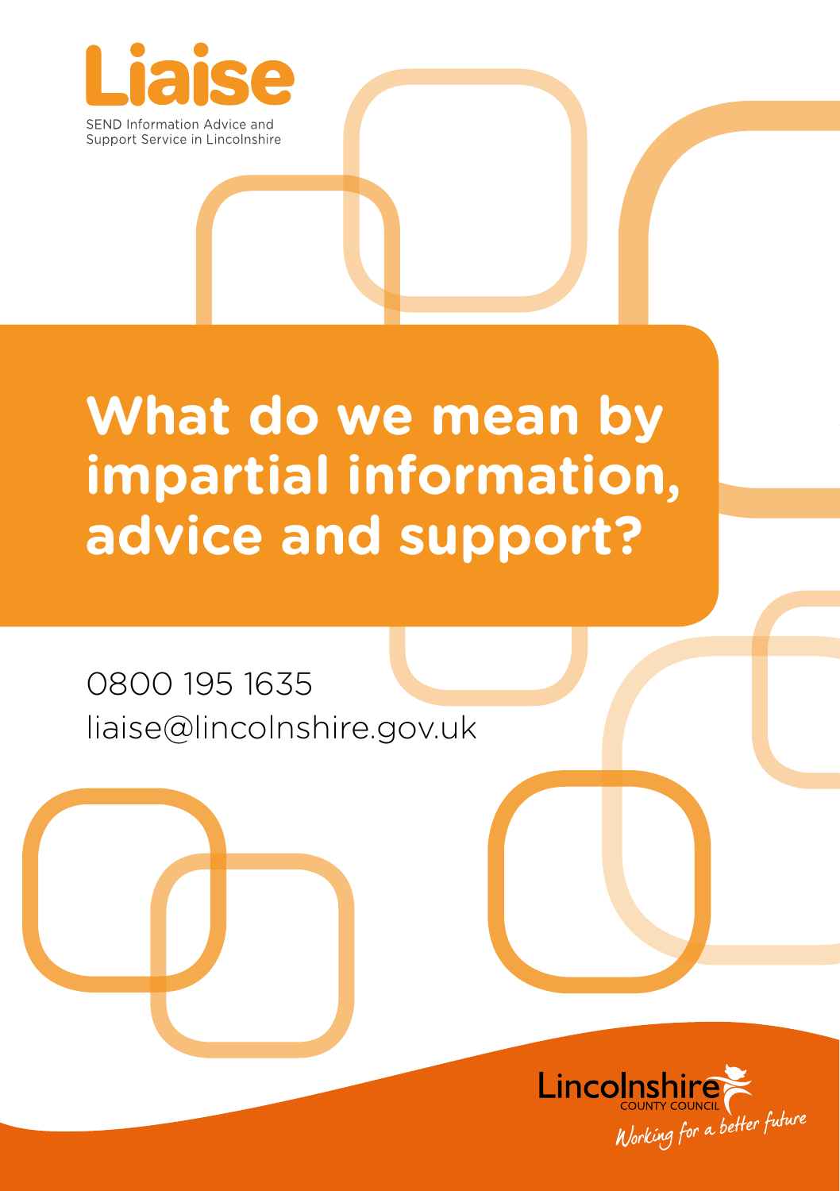Liaise

SEND Information Advice and Support Service in Lincolnshire

# What do we mean by impartial information, advice and support?

0800 195 1635

liaise@lincolnshire.gov.uk

Lincolnshire County Council

*Working for a better future*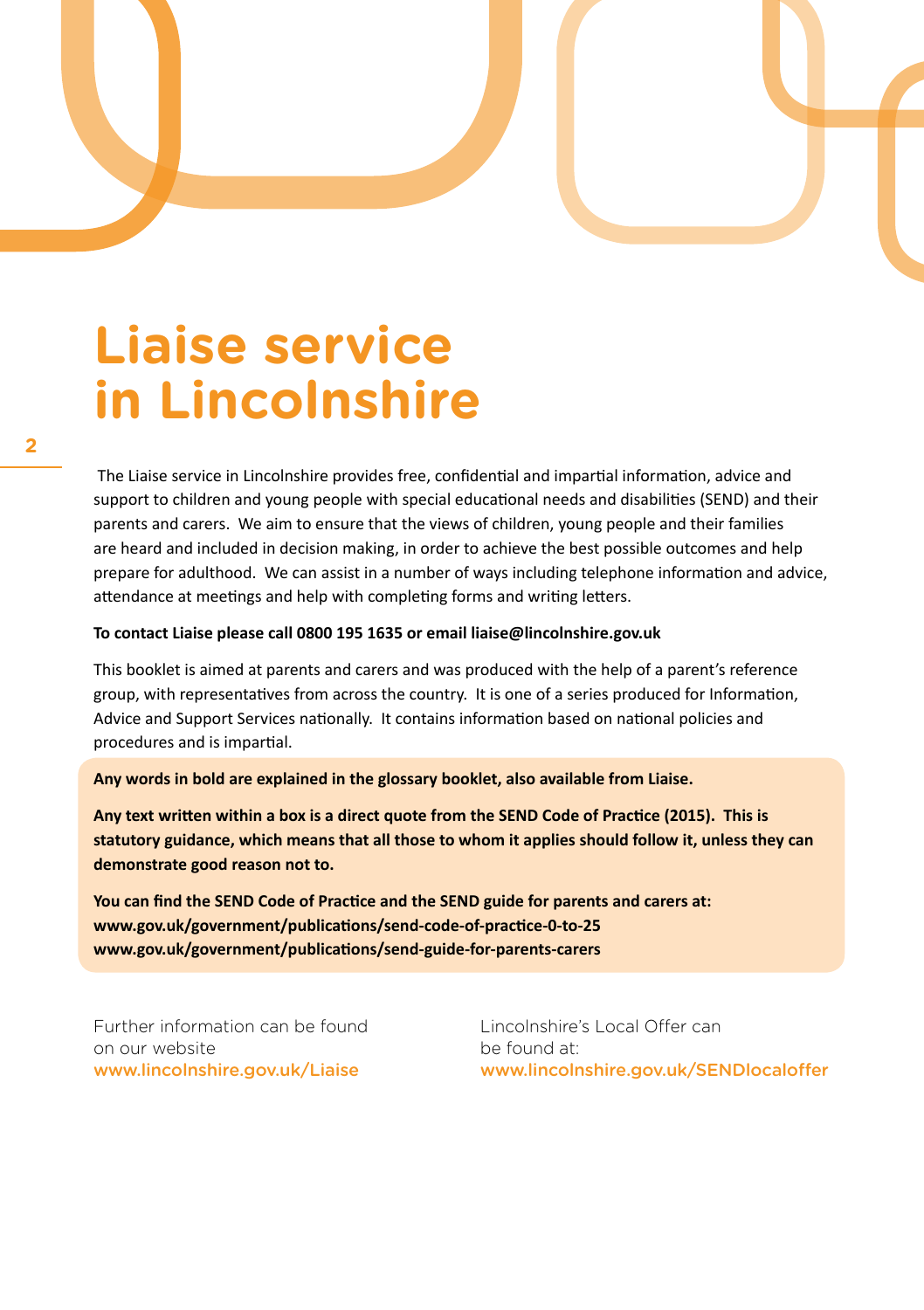# Liaise service in Lincolnshire

The Liaise service in Lincolnshire provides free, confidential and impartial information, advice and support to children and young people with special educational needs and disabilities (SEND) and their parents and carers. We aim to ensure that the views of children, young people and their families are heard and included in decision making, in order to achieve the best possible outcomes and help prepare for adulthood. We can assist in a number of ways including telephone information and advice, attendance at meetings and help with completing forms and writing letters.

**To contact Liaise please call 0800 195 1635 or email liaise@lincolnshire.gov.uk**

This booklet is aimed at parents and carers and was produced with the help of a parent's reference group, with representatives from across the country. It is one of a series produced for Information, Advice and Support Services nationally. It contains information based on national policies and procedures and is impartial.

**Any words in bold are explained in the glossary booklet, also available from Liaise.**

**Any text written within a box is a direct quote from the SEND Code of Practice (2015). This is statutory guidance, which means that all those to whom it applies should follow it, unless they can demonstrate good reason not to.**

**You can find the SEND Code of Practice and the SEND guide for parents and carers at:**
**www.gov.uk/government/publications/send-code-of-practice-0-to-25**
**www.gov.uk/government/publications/send-guide-for-parents-carers**

Further information can be found on our website
www.lincolnshire.gov.uk/Liaise

Lincolnshire's Local Offer can be found at:
www.lincolnshire.gov.uk/SENDlocaloffer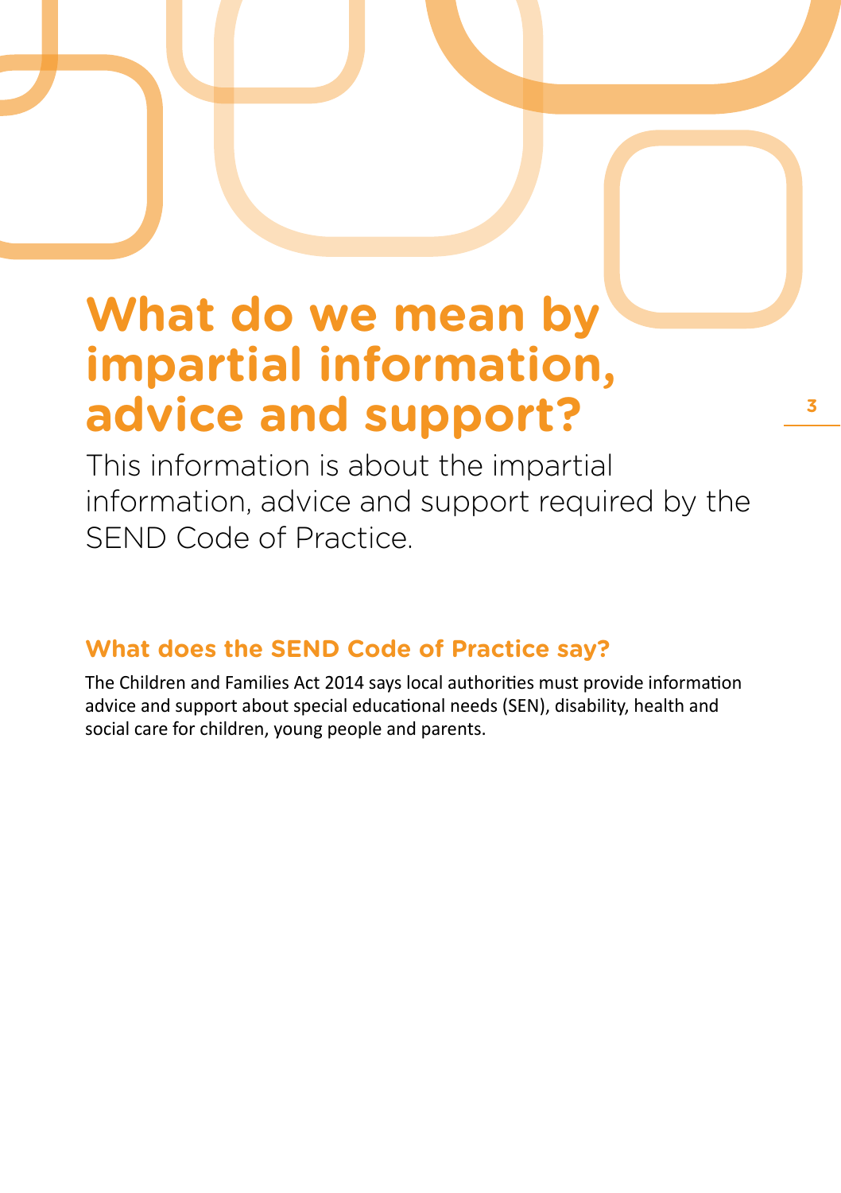# What do we mean by impartial information, advice and support?

This information is about the impartial information, advice and support required by the SEND Code of Practice.

## What does the SEND Code of Practice say?

The Children and Families Act 2014 says local authorities must provide information advice and support about special educational needs (SEN), disability, health and social care for children, young people and parents.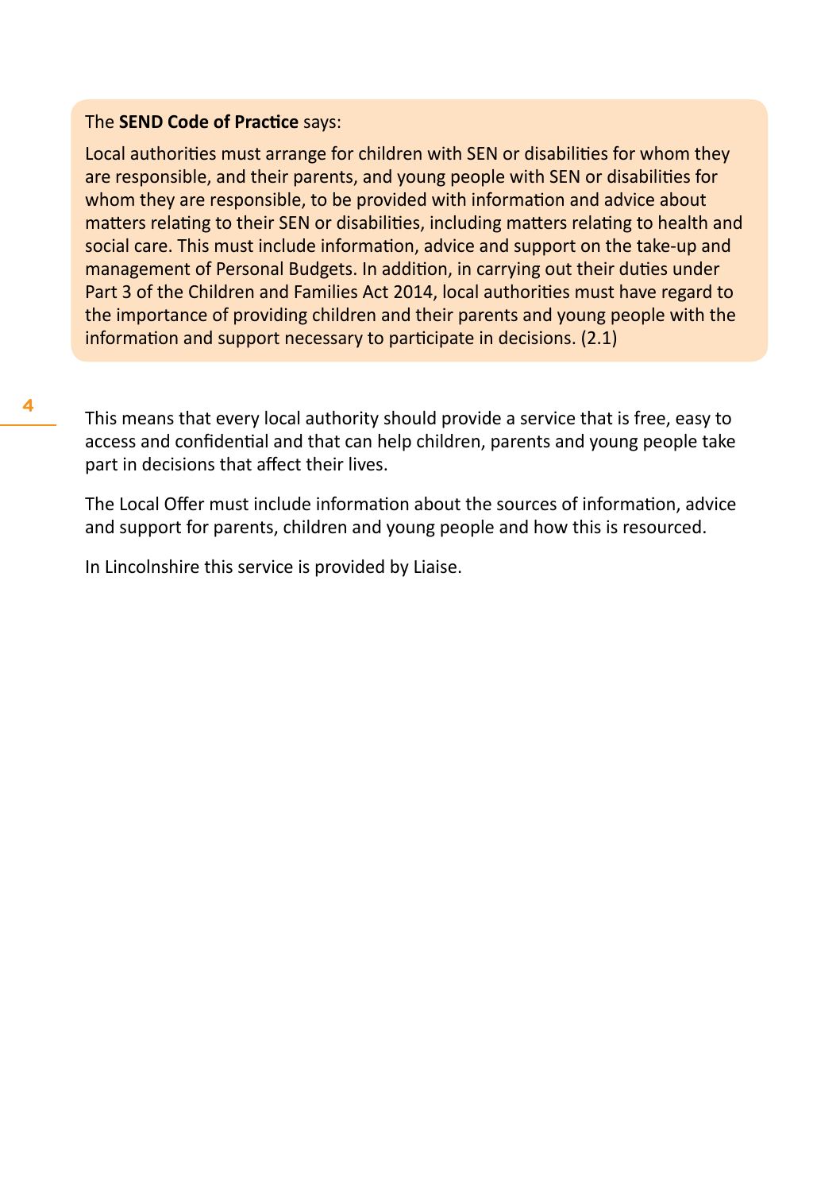The **SEND Code of Practice** says:

Local authorities must arrange for children with SEN or disabilities for whom they are responsible, and their parents, and young people with SEN or disabilities for whom they are responsible, to be provided with information and advice about matters relating to their SEN or disabilities, including matters relating to health and social care. This must include information, advice and support on the take-up and management of Personal Budgets. In addition, in carrying out their duties under Part 3 of the Children and Families Act 2014, local authorities must have regard to the importance of providing children and their parents and young people with the information and support necessary to participate in decisions. (2.1)

This means that every local authority should provide a service that is free, easy to access and confidential and that can help children, parents and young people take part in decisions that affect their lives.

The Local Offer must include information about the sources of information, advice and support for parents, children and young people and how this is resourced.

In Lincolnshire this service is provided by Liaise.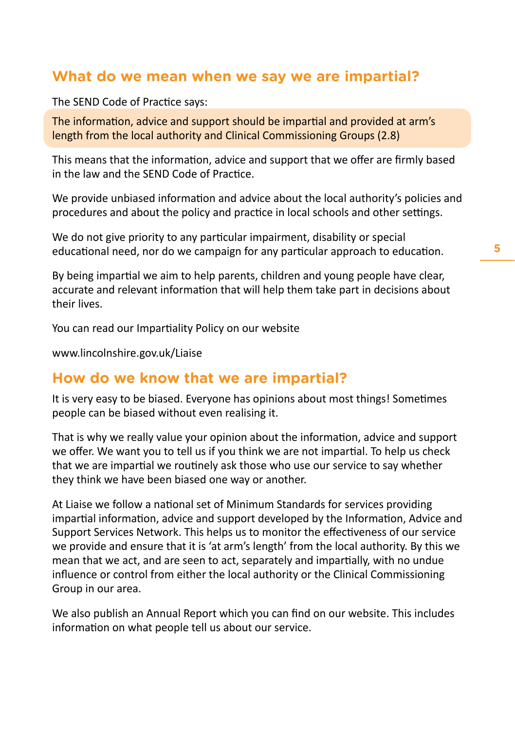## What do we mean when we say we are impartial?

The SEND Code of Practice says:

> The information, advice and support should be impartial and provided at arm's length from the local authority and Clinical Commissioning Groups (2.8)

This means that the information, advice and support that we offer are firmly based in the law and the SEND Code of Practice.

We provide unbiased information and advice about the local authority's policies and procedures and about the policy and practice in local schools and other settings.

We do not give priority to any particular impairment, disability or special educational need, nor do we campaign for any particular approach to education.

By being impartial we aim to help parents, children and young people have clear, accurate and relevant information that will help them take part in decisions about their lives.

You can read our Impartiality Policy on our website

www.lincolnshire.gov.uk/Liaise

## How do we know that we are impartial?

It is very easy to be biased. Everyone has opinions about most things! Sometimes people can be biased without even realising it.

That is why we really value your opinion about the information, advice and support we offer. We want you to tell us if you think we are not impartial. To help us check that we are impartial we routinely ask those who use our service to say whether they think we have been biased one way or another.

At Liaise we follow a national set of Minimum Standards for services providing impartial information, advice and support developed by the Information, Advice and Support Services Network. This helps us to monitor the effectiveness of our service we provide and ensure that it is 'at arm's length' from the local authority. By this we mean that we act, and are seen to act, separately and impartially, with no undue influence or control from either the local authority or the Clinical Commissioning Group in our area.

We also publish an Annual Report which you can find on our website. This includes information on what people tell us about our service.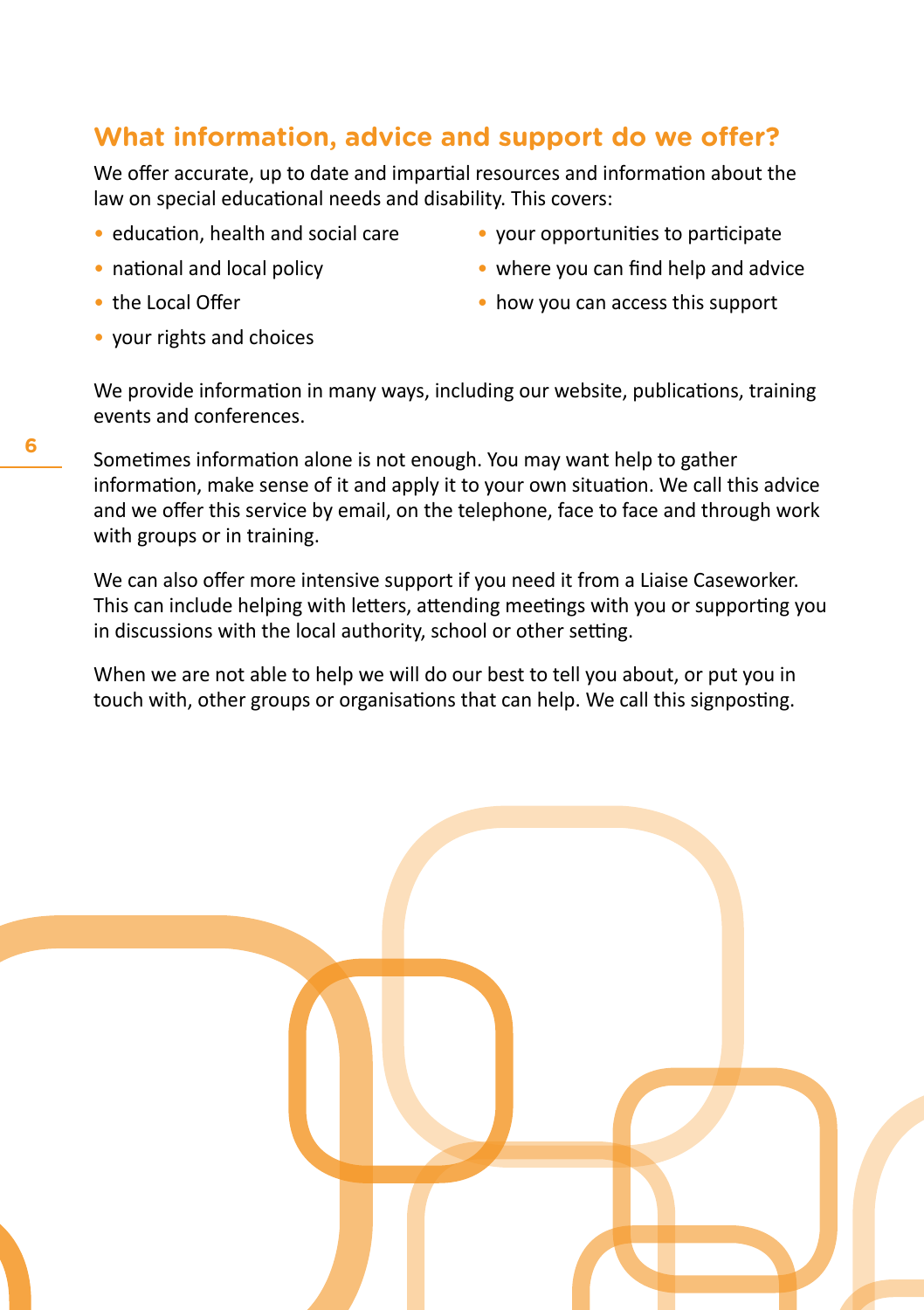## What information, advice and support do we offer?

We offer accurate, up to date and impartial resources and information about the law on special educational needs and disability. This covers:

- education, health and social care
- national and local policy
- the Local Offer
- your rights and choices
- your opportunities to participate
- where you can find help and advice
- how you can access this support

We provide information in many ways, including our website, publications, training events and conferences.

Sometimes information alone is not enough. You may want help to gather information, make sense of it and apply it to your own situation. We call this advice and we offer this service by email, on the telephone, face to face and through work with groups or in training.

We can also offer more intensive support if you need it from a Liaise Caseworker. This can include helping with letters, attending meetings with you or supporting you in discussions with the local authority, school or other setting.

When we are not able to help we will do our best to tell you about, or put you in touch with, other groups or organisations that can help. We call this signposting.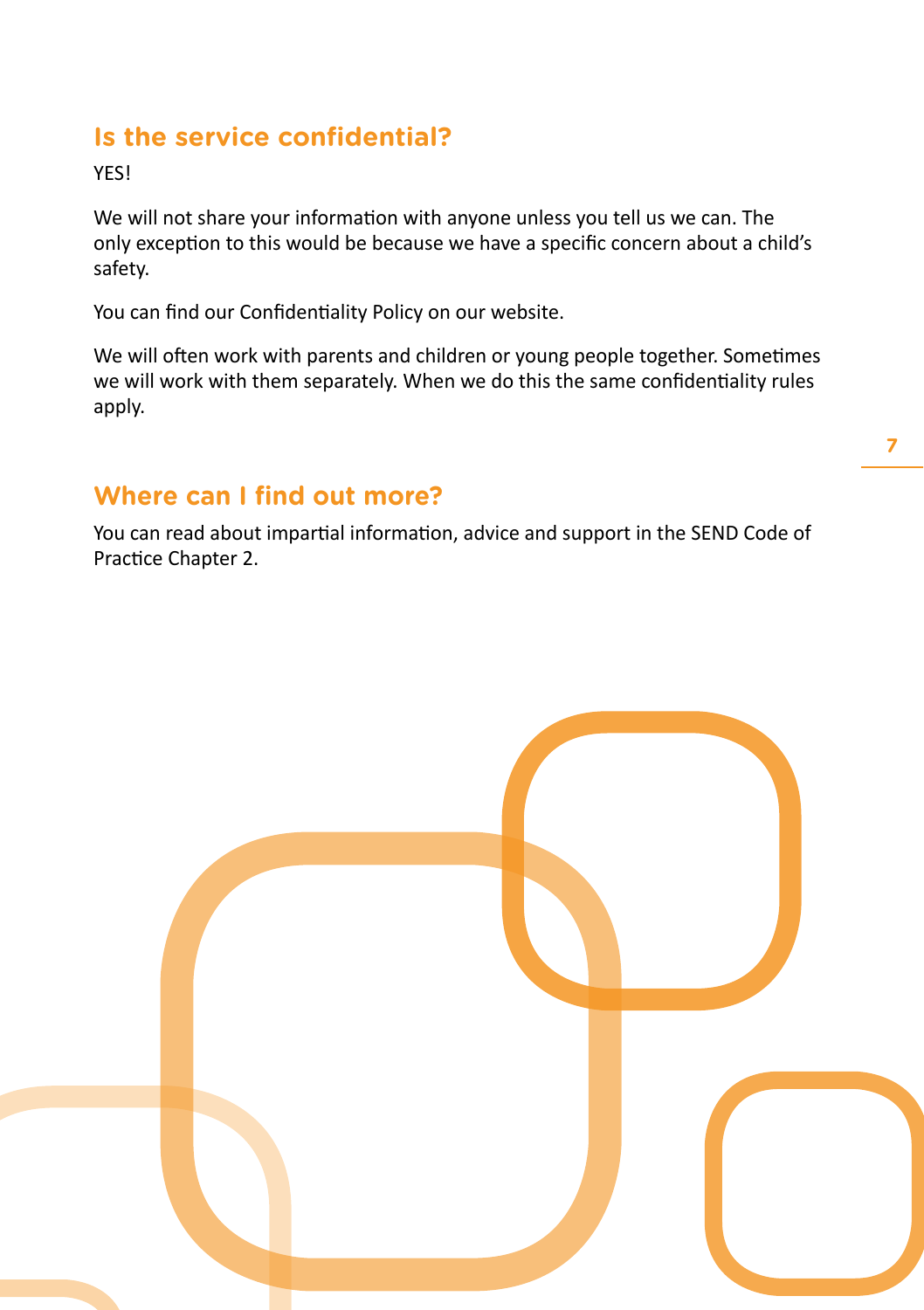## Is the service confidential?

YES!

We will not share your information with anyone unless you tell us we can. The only exception to this would be because we have a specific concern about a child's safety.

You can find our Confidentiality Policy on our website.

We will often work with parents and children or young people together. Sometimes we will work with them separately. When we do this the same confidentiality rules apply.

## Where can I find out more?

You can read about impartial information, advice and support in the SEND Code of Practice Chapter 2.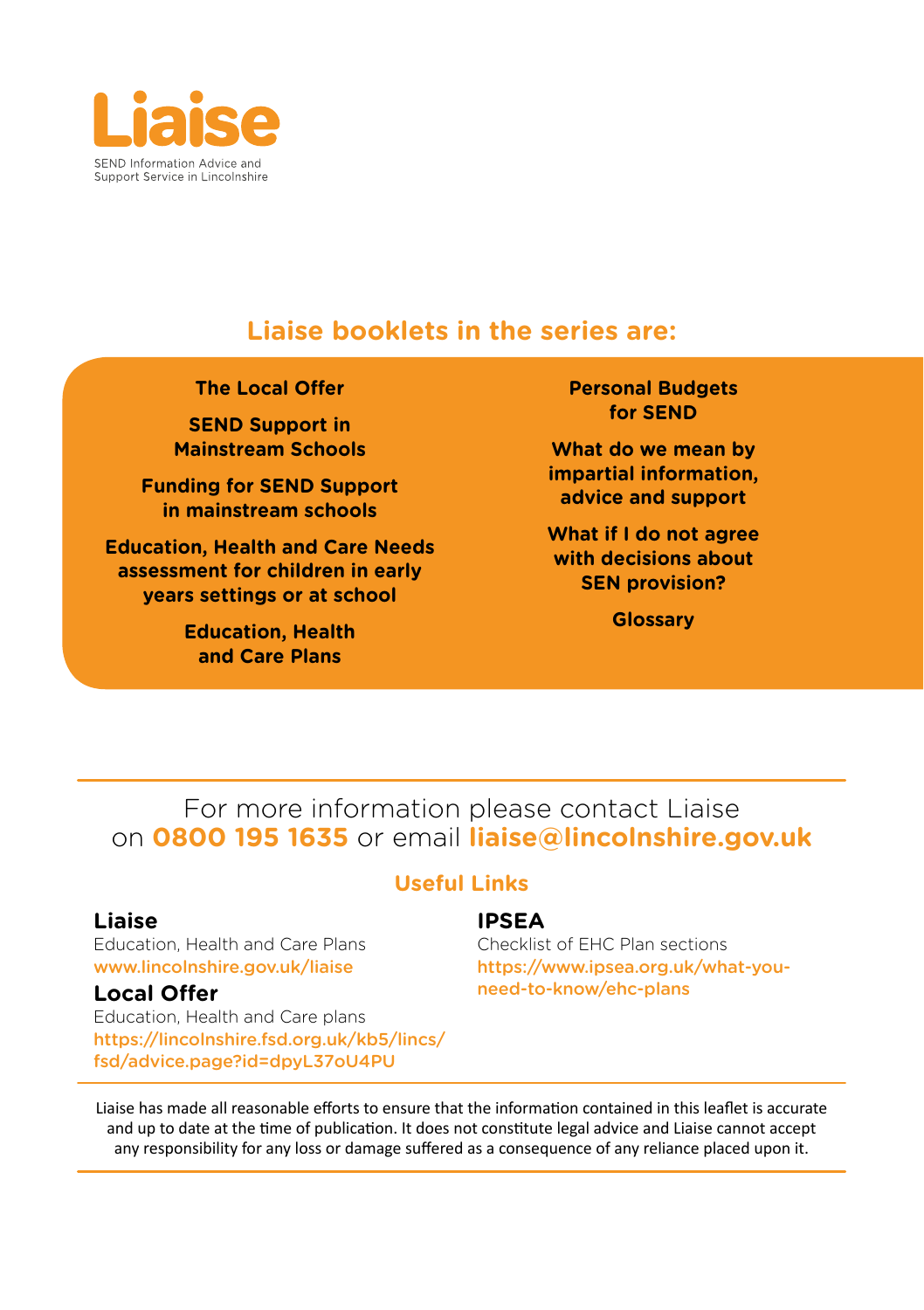# Liaise

SEND Information Advice and Support Service in Lincolnshire

## Liaise booklets in the series are:

**The Local Offer**

**SEND Support in Mainstream Schools**

**Funding for SEND Support in mainstream schools**

**Education, Health and Care Needs assessment for children in early years settings or at school**

**Education, Health and Care Plans**

**Personal Budgets for SEND**

**What do we mean by impartial information, advice and support**

**What if I do not agree with decisions about SEN provision?**

**Glossary**

For more information please contact Liaise on **0800 195 1635** or email **liaise@lincolnshire.gov.uk**

## Useful Links

### Liaise

Education, Health and Care Plans
www.lincolnshire.gov.uk/liaise

### Local Offer

Education, Health and Care plans
https://lincolnshire.fsd.org.uk/kb5/lincs/fsd/advice.page?id=dpyL37oU4PU

### IPSEA

Checklist of EHC Plan sections
https://www.ipsea.org.uk/what-you-need-to-know/ehc-plans

Liaise has made all reasonable efforts to ensure that the information contained in this leaflet is accurate and up to date at the time of publication. It does not constitute legal advice and Liaise cannot accept any responsibility for any loss or damage suffered as a consequence of any reliance placed upon it.